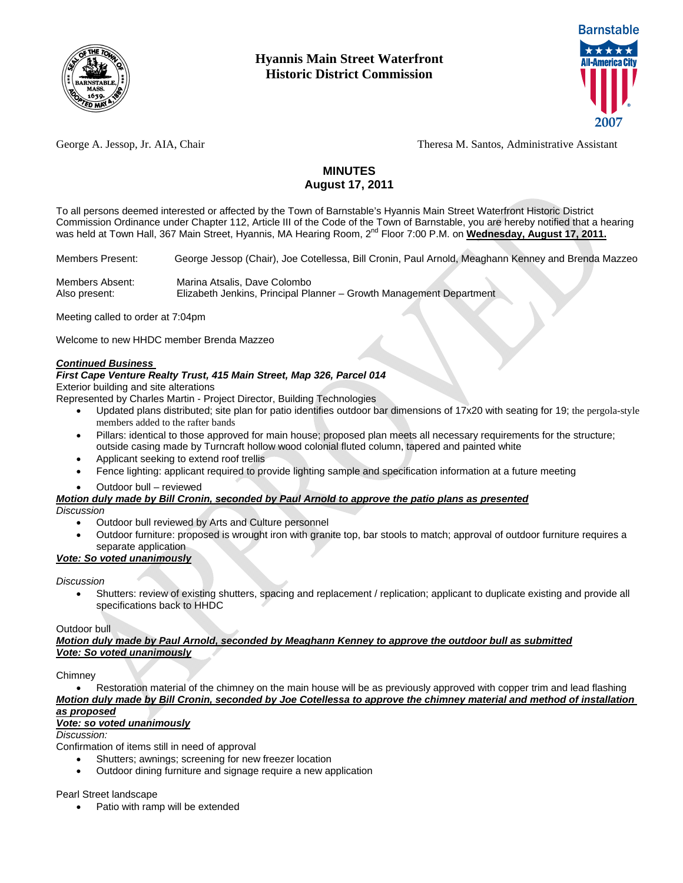# Hyannis Main Street Waterfront Historic District Commission

George A. Jessop, Jr. AIA, Chair  Theresa M. Santos, Administrative Assistant

## MINUTES
## August 17, 2011

To all persons deemed interested or affected by the Town of Barnstable's Hyannis Main Street Waterfront Historic District Commission Ordinance under Chapter 112, Article III of the Code of the Town of Barnstable, you are hereby notified that a hearing was held at Town Hall, 367 Main Street, Hyannis, MA Hearing Room, 2nd Floor 7:00 P.M. on **Wednesday, August 17, 2011.**

Members Present: George Jessop (Chair), Joe Cotellessa, Bill Cronin, Paul Arnold, Meaghann Kenney and Brenda Mazzeo

Members Absent: Marina Atsalis, Dave Colombo
Also present: Elizabeth Jenkins, Principal Planner – Growth Management Department

Meeting called to order at 7:04pm

Welcome to new HHDC member Brenda Mazzeo

***Continued Business***

***First Cape Venture Realty Trust, 415 Main Street, Map 326, Parcel 014***
Exterior building and site alterations
Represented by Charles Martin - Project Director, Building Technologies

- Updated plans distributed; site plan for patio identifies outdoor bar dimensions of 17x20 with seating for 19; the pergola-style members added to the rafter bands
- Pillars: identical to those approved for main house; proposed plan meets all necessary requirements for the structure; outside casing made by Turncraft hollow wood colonial fluted column, tapered and painted white
- Applicant seeking to extend roof trellis
- Fence lighting: applicant required to provide lighting sample and specification information at a future meeting
- Outdoor bull – reviewed

***Motion duly made by Bill Cronin, seconded by Paul Arnold to approve the patio plans as presented***
*Discussion*

- Outdoor bull reviewed by Arts and Culture personnel
- Outdoor furniture: proposed is wrought iron with granite top, bar stools to match; approval of outdoor furniture requires a separate application

***Vote: So voted unanimously***

*Discussion*

- Shutters: review of existing shutters, spacing and replacement / replication; applicant to duplicate existing and provide all specifications back to HHDC

Outdoor bull
***Motion duly made by Paul Arnold, seconded by Meaghann Kenney to approve the outdoor bull as submitted***
***Vote: So voted unanimously***

Chimney

- Restoration material of the chimney on the main house will be as previously approved with copper trim and lead flashing

***Motion duly made by Bill Cronin, seconded by Joe Cotellessa to approve the chimney material and method of installation as proposed***
***Vote: so voted unanimously***
*Discussion:*
Confirmation of items still in need of approval

- Shutters; awnings; screening for new freezer location
- Outdoor dining furniture and signage require a new application

Pearl Street landscape

- Patio with ramp will be extended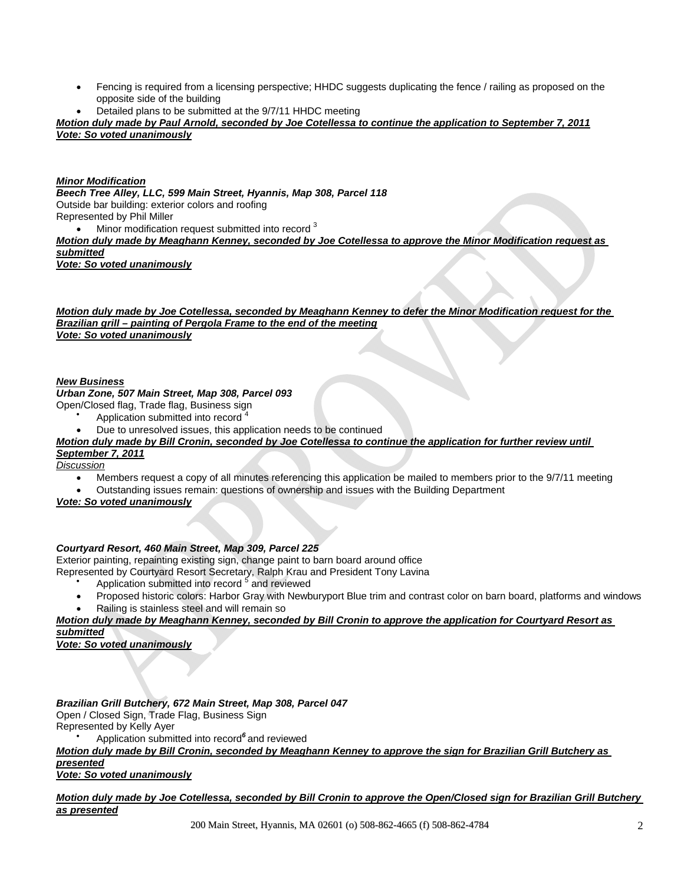- Fencing is required from a licensing perspective; HHDC suggests duplicating the fence / railing as proposed on the opposite side of the building
- Detailed plans to be submitted at the 9/7/11 HHDC meeting

***Motion duly made by Paul Arnold, seconded by Joe Cotellessa to continue the application to September 7, 2011***
***Vote: So voted unanimously***

***Minor Modification***
***Beech Tree Alley, LLC, 599 Main Street, Hyannis, Map 308, Parcel 118***
Outside bar building: exterior colors and roofing
Represented by Phil Miller

- Minor modification request submitted into record [3]

***Motion duly made by Meaghann Kenney, seconded by Joe Cotellessa to approve the Minor Modification request as submitted***
***Vote: So voted unanimously***

***Motion duly made by Joe Cotellessa, seconded by Meaghann Kenney to defer the Minor Modification request for the Brazilian grill – painting of Pergola Frame to the end of the meeting***
***Vote: So voted unanimously***

***New Business***
***Urban Zone, 507 Main Street, Map 308, Parcel 093***
Open/Closed flag, Trade flag, Business sign

- Application submitted into record [4]
- Due to unresolved issues, this application needs to be continued

***Motion duly made by Bill Cronin, seconded by Joe Cotellessa to continue the application for further review until September 7, 2011***
*Discussion*

- Members request a copy of all minutes referencing this application be mailed to members prior to the 9/7/11 meeting
- Outstanding issues remain: questions of ownership and issues with the Building Department

***Vote: So voted unanimously***

***Courtyard Resort, 460 Main Street, Map 309, Parcel 225***
Exterior painting, repainting existing sign, change paint to barn board around office
Represented by Courtyard Resort Secretary, Ralph Krau and President Tony Lavina

- Application submitted into record [5] and reviewed
- Proposed historic colors: Harbor Gray with Newburyport Blue trim and contrast color on barn board, platforms and windows
- Railing is stainless steel and will remain so

***Motion duly made by Meaghann Kenney, seconded by Bill Cronin to approve the application for Courtyard Resort as submitted***
***Vote: So voted unanimously***

***Brazilian Grill Butchery, 672 Main Street, Map 308, Parcel 047***
Open / Closed Sign, Trade Flag, Business Sign
Represented by Kelly Ayer

- Application submitted into record [6] and reviewed

***Motion duly made by Bill Cronin, seconded by Meaghann Kenney to approve the sign for Brazilian Grill Butchery as presented***
***Vote: So voted unanimously***

***Motion duly made by Joe Cotellessa, seconded by Bill Cronin to approve the Open/Closed sign for Brazilian Grill Butchery as presented***

200 Main Street, Hyannis, MA 02601 (o) 508-862-4665 (f) 508-862-4784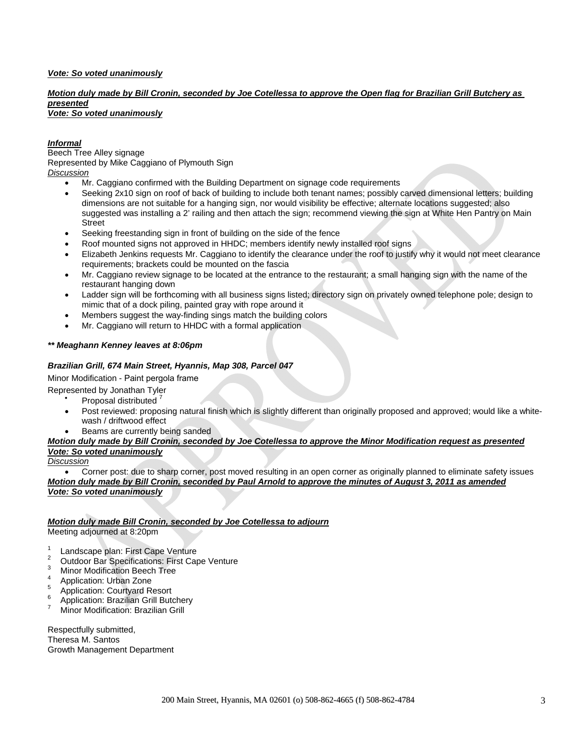***Vote: So voted unanimously***

***Motion duly made by Bill Cronin, seconded by Joe Cotellessa to approve the Open flag for Brazilian Grill Butchery as presented***
***Vote: So voted unanimously***

***Informal***
Beech Tree Alley signage
Represented by Mike Caggiano of Plymouth Sign
*Discussion*

- Mr. Caggiano confirmed with the Building Department on signage code requirements
- Seeking 2x10 sign on roof of back of building to include both tenant names; possibly carved dimensional letters; building dimensions are not suitable for a hanging sign, nor would visibility be effective; alternate locations suggested; also suggested was installing a 2' railing and then attach the sign; recommend viewing the sign at White Hen Pantry on Main Street
- Seeking freestanding sign in front of building on the side of the fence
- Roof mounted signs not approved in HHDC; members identify newly installed roof signs
- Elizabeth Jenkins requests Mr. Caggiano to identify the clearance under the roof to justify why it would not meet clearance requirements; brackets could be mounted on the fascia
- Mr. Caggiano review signage to be located at the entrance to the restaurant; a small hanging sign with the name of the restaurant hanging down
- Ladder sign will be forthcoming with all business signs listed; directory sign on privately owned telephone pole; design to mimic that of a dock piling, painted gray with rope around it
- Members suggest the way-finding sings match the building colors
- Mr. Caggiano will return to HHDC with a formal application

***\*\* Meaghann Kenney leaves at 8:06pm***

***Brazilian Grill, 674 Main Street, Hyannis, Map 308, Parcel 047***

Minor Modification - Paint pergola frame

Represented by Jonathan Tyler

- Proposal distributed [7]
- Post reviewed: proposing natural finish which is slightly different than originally proposed and approved; would like a white-wash / driftwood effect
- Beams are currently being sanded

***Motion duly made by Bill Cronin, seconded by Joe Cotellessa to approve the Minor Modification request as presented***
***Vote: So voted unanimously***
*Discussion*

- Corner post: due to sharp corner, post moved resulting in an open corner as originally planned to eliminate safety issues

***Motion duly made by Bill Cronin, seconded by Paul Arnold to approve the minutes of August 3, 2011 as amended***
***Vote: So voted unanimously***

***Motion duly made Bill Cronin, seconded by Joe Cotellessa to adjourn***
Meeting adjourned at 8:20pm

1. Landscape plan: First Cape Venture
2. Outdoor Bar Specifications: First Cape Venture
3. Minor Modification Beech Tree
4. Application: Urban Zone
5. Application: Courtyard Resort
6. Application: Brazilian Grill Butchery
7. Minor Modification: Brazilian Grill

Respectfully submitted,
Theresa M. Santos
Growth Management Department

200 Main Street, Hyannis, MA 02601 (o) 508-862-4665 (f) 508-862-4784